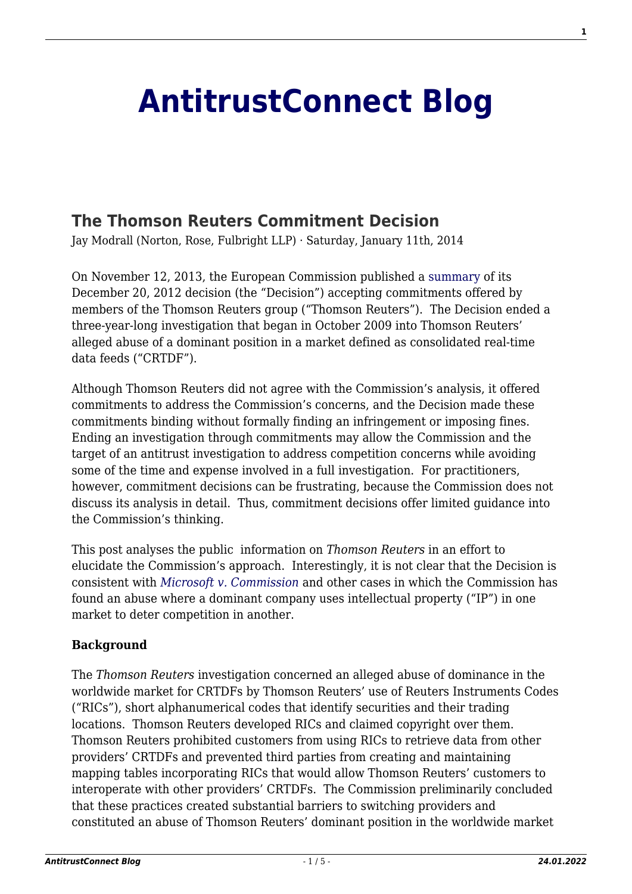# AntitrustConnect Blog

## The Thomson Reuters Commitment Decision

Jay Modrall (Norton, Rose, Fulbright LLP) · Saturday, January 11th, 2014

On November 12, 2013, the European Commission published a summary of its December 20, 2012 decision (the "Decision") accepting commitments offered by members of the Thomson Reuters group ("Thomson Reuters"). The Decision ended a three-year-long investigation that began in October 2009 into Thomson Reuters' alleged abuse of a dominant position in a market defined as consolidated real-time data feeds ("CRTDF").

Although Thomson Reuters did not agree with the Commission's analysis, it offered commitments to address the Commission's concerns, and the Decision made these commitments binding without formally finding an infringement or imposing fines. Ending an investigation through commitments may allow the Commission and the target of an antitrust investigation to address competition concerns while avoiding some of the time and expense involved in a full investigation. For practitioners, however, commitment decisions can be frustrating, because the Commission does not discuss its analysis in detail. Thus, commitment decisions offer limited guidance into the Commission's thinking.

This post analyses the public information on *Thomson Reuters* in an effort to elucidate the Commission's approach. Interestingly, it is not clear that the Decision is consistent with *Microsoft v. Commission* and other cases in which the Commission has found an abuse where a dominant company uses intellectual property ("IP") in one market to deter competition in another.

**Background**

The *Thomson Reuters* investigation concerned an alleged abuse of dominance in the worldwide market for CRTDFs by Thomson Reuters' use of Reuters Instruments Codes ("RICs"), short alphanumerical codes that identify securities and their trading locations. Thomson Reuters developed RICs and claimed copyright over them. Thomson Reuters prohibited customers from using RICs to retrieve data from other providers' CRTDFs and prevented third parties from creating and maintaining mapping tables incorporating RICs that would allow Thomson Reuters' customers to interoperate with other providers' CRTDFs. The Commission preliminarily concluded that these practices created substantial barriers to switching providers and constituted an abuse of Thomson Reuters' dominant position in the worldwide market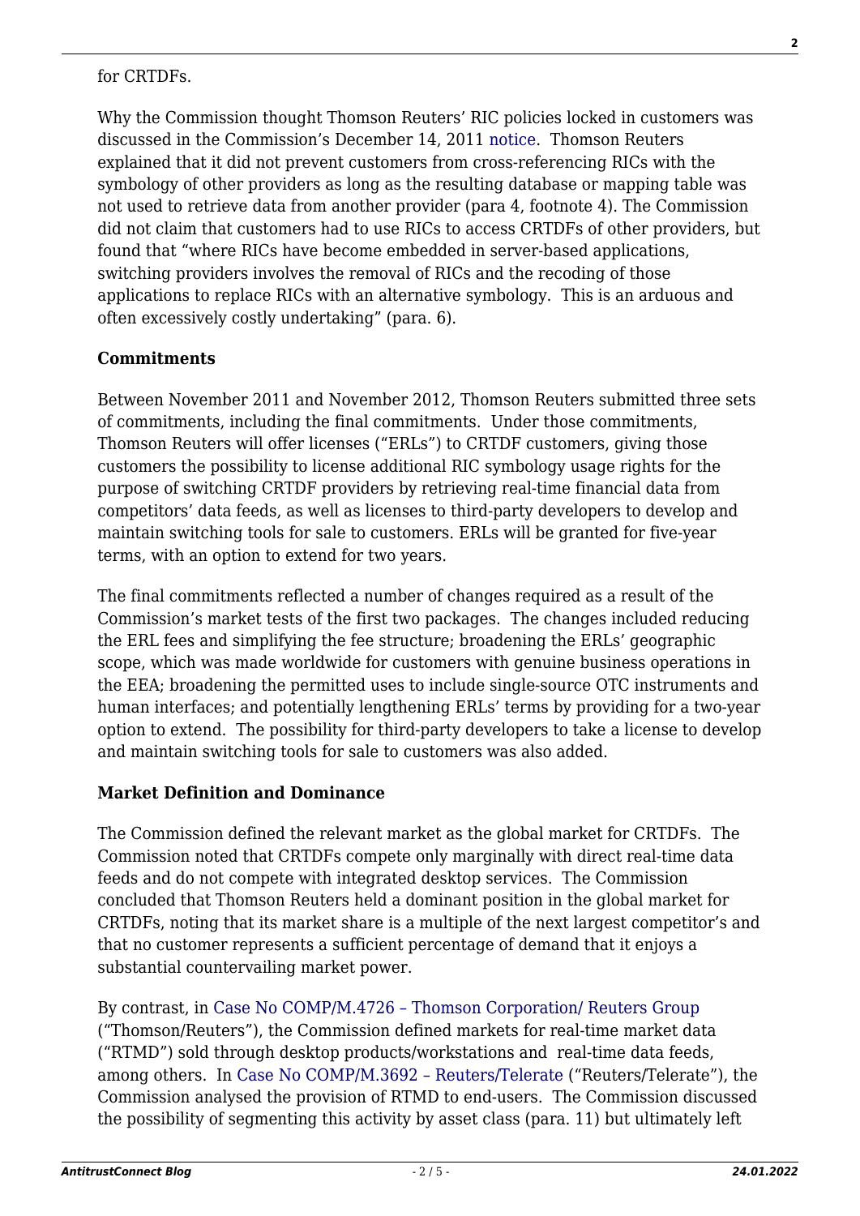for CRTDFs.

Why the Commission thought Thomson Reuters' RIC policies locked in customers was discussed in the Commission's December 14, 2011 notice. Thomson Reuters explained that it did not prevent customers from cross-referencing RICs with the symbology of other providers as long as the resulting database or mapping table was not used to retrieve data from another provider (para 4, footnote 4). The Commission did not claim that customers had to use RICs to access CRTDFs of other providers, but found that "where RICs have become embedded in server-based applications, switching providers involves the removal of RICs and the recoding of those applications to replace RICs with an alternative symbology. This is an arduous and often excessively costly undertaking" (para. 6).

**Commitments**

Between November 2011 and November 2012, Thomson Reuters submitted three sets of commitments, including the final commitments. Under those commitments, Thomson Reuters will offer licenses ("ERLs") to CRTDF customers, giving those customers the possibility to license additional RIC symbology usage rights for the purpose of switching CRTDF providers by retrieving real-time financial data from competitors' data feeds, as well as licenses to third-party developers to develop and maintain switching tools for sale to customers. ERLs will be granted for five-year terms, with an option to extend for two years.

The final commitments reflected a number of changes required as a result of the Commission's market tests of the first two packages. The changes included reducing the ERL fees and simplifying the fee structure; broadening the ERLs' geographic scope, which was made worldwide for customers with genuine business operations in the EEA; broadening the permitted uses to include single-source OTC instruments and human interfaces; and potentially lengthening ERLs' terms by providing for a two-year option to extend. The possibility for third-party developers to take a license to develop and maintain switching tools for sale to customers was also added.

**Market Definition and Dominance**

The Commission defined the relevant market as the global market for CRTDFs. The Commission noted that CRTDFs compete only marginally with direct real-time data feeds and do not compete with integrated desktop services. The Commission concluded that Thomson Reuters held a dominant position in the global market for CRTDFs, noting that its market share is a multiple of the next largest competitor's and that no customer represents a sufficient percentage of demand that it enjoys a substantial countervailing market power.

By contrast, in Case No COMP/M.4726 – Thomson Corporation/ Reuters Group ("Thomson/Reuters"), the Commission defined markets for real-time market data ("RTMD") sold through desktop products/workstations and real-time data feeds, among others. In Case No COMP/M.3692 – Reuters/Telerate ("Reuters/Telerate"), the Commission analysed the provision of RTMD to end-users. The Commission discussed the possibility of segmenting this activity by asset class (para. 11) but ultimately left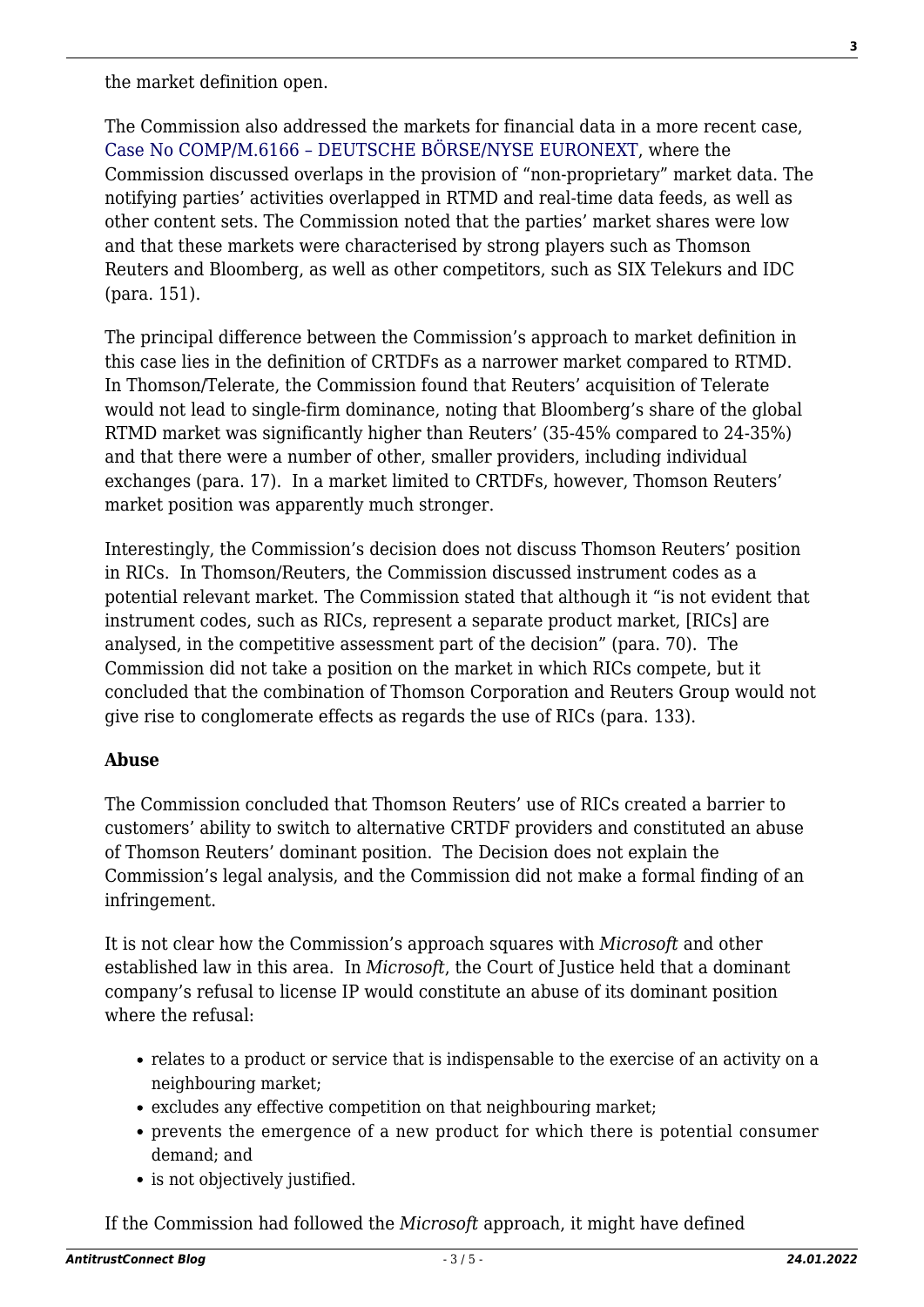the market definition open.

The Commission also addressed the markets for financial data in a more recent case, Case No COMP/M.6166 – DEUTSCHE BÖRSE/NYSE EURONEXT, where the Commission discussed overlaps in the provision of "non-proprietary" market data. The notifying parties' activities overlapped in RTMD and real-time data feeds, as well as other content sets. The Commission noted that the parties' market shares were low and that these markets were characterised by strong players such as Thomson Reuters and Bloomberg, as well as other competitors, such as SIX Telekurs and IDC (para. 151).

The principal difference between the Commission's approach to market definition in this case lies in the definition of CRTDFs as a narrower market compared to RTMD. In Thomson/Telerate, the Commission found that Reuters' acquisition of Telerate would not lead to single-firm dominance, noting that Bloomberg's share of the global RTMD market was significantly higher than Reuters' (35-45% compared to 24-35%) and that there were a number of other, smaller providers, including individual exchanges (para. 17). In a market limited to CRTDFs, however, Thomson Reuters' market position was apparently much stronger.

Interestingly, the Commission's decision does not discuss Thomson Reuters' position in RICs. In Thomson/Reuters, the Commission discussed instrument codes as a potential relevant market. The Commission stated that although it "is not evident that instrument codes, such as RICs, represent a separate product market, [RICs] are analysed, in the competitive assessment part of the decision" (para. 70). The Commission did not take a position on the market in which RICs compete, but it concluded that the combination of Thomson Corporation and Reuters Group would not give rise to conglomerate effects as regards the use of RICs (para. 133).

**Abuse**

The Commission concluded that Thomson Reuters' use of RICs created a barrier to customers' ability to switch to alternative CRTDF providers and constituted an abuse of Thomson Reuters' dominant position. The Decision does not explain the Commission's legal analysis, and the Commission did not make a formal finding of an infringement.

It is not clear how the Commission's approach squares with *Microsoft* and other established law in this area. In *Microsoft*, the Court of Justice held that a dominant company's refusal to license IP would constitute an abuse of its dominant position where the refusal:

- relates to a product or service that is indispensable to the exercise of an activity on a neighbouring market;
- excludes any effective competition on that neighbouring market;
- prevents the emergence of a new product for which there is potential consumer demand; and
- is not objectively justified.

If the Commission had followed the *Microsoft* approach, it might have defined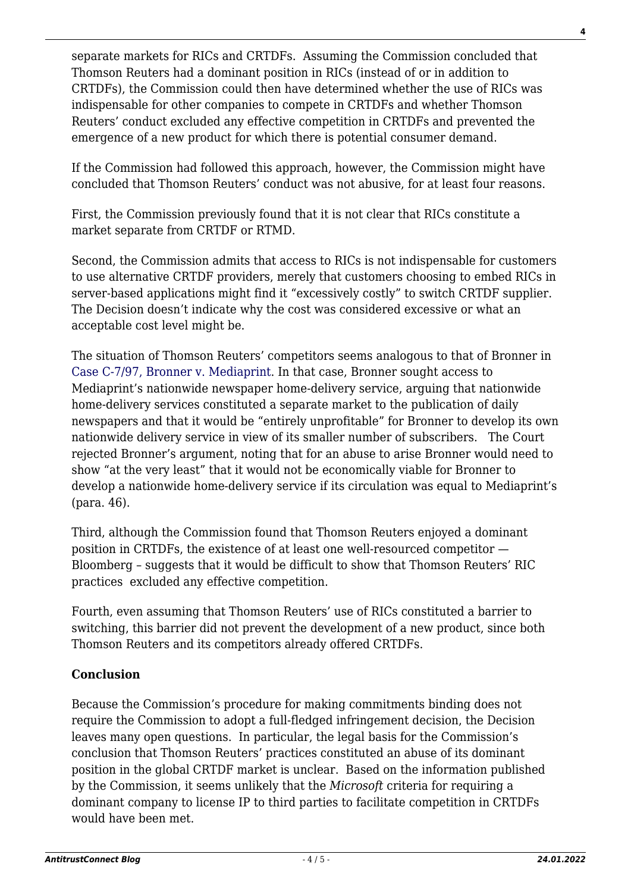separate markets for RICs and CRTDFs. Assuming the Commission concluded that Thomson Reuters had a dominant position in RICs (instead of or in addition to CRTDFs), the Commission could then have determined whether the use of RICs was indispensable for other companies to compete in CRTDFs and whether Thomson Reuters' conduct excluded any effective competition in CRTDFs and prevented the emergence of a new product for which there is potential consumer demand.

If the Commission had followed this approach, however, the Commission might have concluded that Thomson Reuters' conduct was not abusive, for at least four reasons.

First, the Commission previously found that it is not clear that RICs constitute a market separate from CRTDF or RTMD.

Second, the Commission admits that access to RICs is not indispensable for customers to use alternative CRTDF providers, merely that customers choosing to embed RICs in server-based applications might find it "excessively costly" to switch CRTDF supplier. The Decision doesn't indicate why the cost was considered excessive or what an acceptable cost level might be.

The situation of Thomson Reuters' competitors seems analogous to that of Bronner in Case C-7/97, Bronner v. Mediaprint. In that case, Bronner sought access to Mediaprint's nationwide newspaper home-delivery service, arguing that nationwide home-delivery services constituted a separate market to the publication of daily newspapers and that it would be "entirely unprofitable" for Bronner to develop its own nationwide delivery service in view of its smaller number of subscribers. The Court rejected Bronner's argument, noting that for an abuse to arise Bronner would need to show "at the very least" that it would not be economically viable for Bronner to develop a nationwide home-delivery service if its circulation was equal to Mediaprint's (para. 46).

Third, although the Commission found that Thomson Reuters enjoyed a dominant position in CRTDFs, the existence of at least one well-resourced competitor — Bloomberg – suggests that it would be difficult to show that Thomson Reuters' RIC practices excluded any effective competition.

Fourth, even assuming that Thomson Reuters' use of RICs constituted a barrier to switching, this barrier did not prevent the development of a new product, since both Thomson Reuters and its competitors already offered CRTDFs.

**Conclusion**

Because the Commission's procedure for making commitments binding does not require the Commission to adopt a full-fledged infringement decision, the Decision leaves many open questions. In particular, the legal basis for the Commission's conclusion that Thomson Reuters' practices constituted an abuse of its dominant position in the global CRTDF market is unclear. Based on the information published by the Commission, it seems unlikely that the *Microsoft* criteria for requiring a dominant company to license IP to third parties to facilitate competition in CRTDFs would have been met.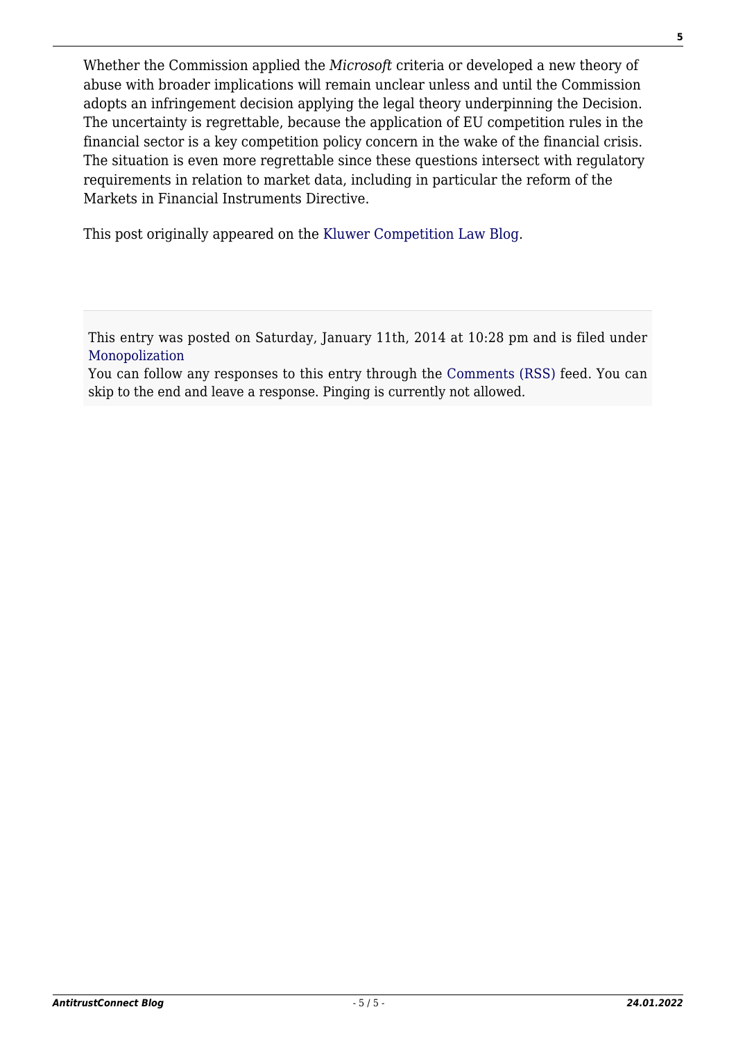Whether the Commission applied the *Microsoft* criteria or developed a new theory of abuse with broader implications will remain unclear unless and until the Commission adopts an infringement decision applying the legal theory underpinning the Decision. The uncertainty is regrettable, because the application of EU competition rules in the financial sector is a key competition policy concern in the wake of the financial crisis. The situation is even more regrettable since these questions intersect with regulatory requirements in relation to market data, including in particular the reform of the Markets in Financial Instruments Directive.

This post originally appeared on the Kluwer Competition Law Blog.

This entry was posted on Saturday, January 11th, 2014 at 10:28 pm and is filed under Monopolization
You can follow any responses to this entry through the Comments (RSS) feed. You can skip to the end and leave a response. Pinging is currently not allowed.